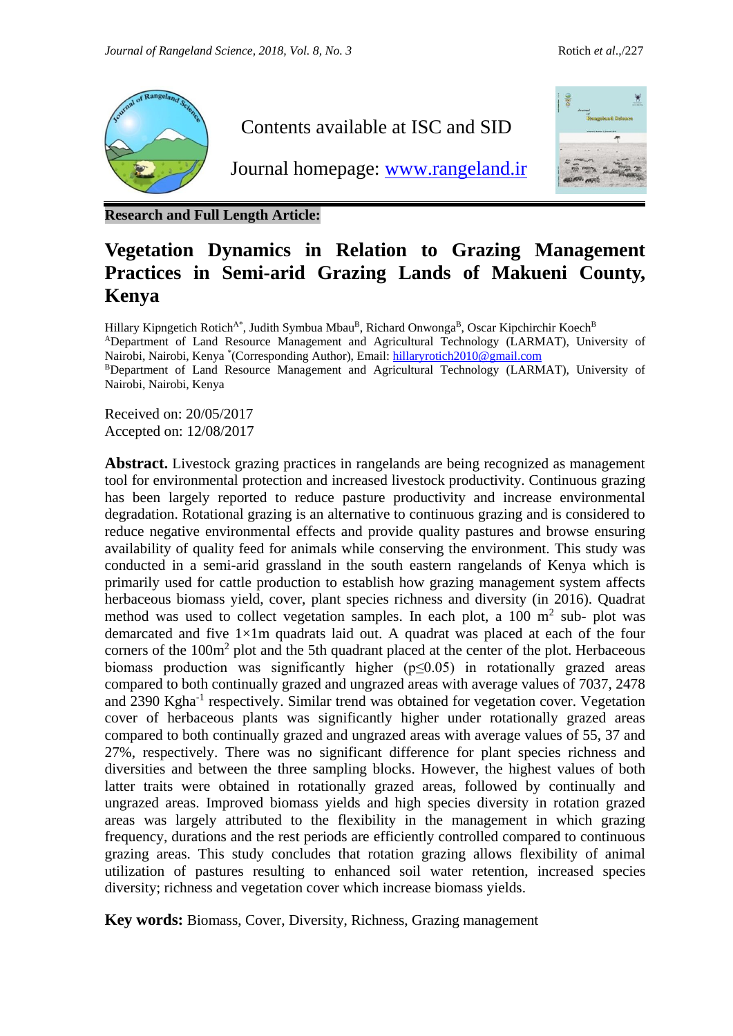Contents available at ISC and SID

Journal homepage: [www.rangeland.ir](http://www.rangeland.ir)

**Research and Full Length Article:**

# Vegetation Dynamics in Relation to Grazing Management Practices in Semi-arid Grazing Lands of Makueni County, Kenya

Hillary Kipngetich Rotich[A*], Judith Symbua Mbau[B], Richard Onwonga[B], Oscar Kipchirchir Koech[B]

[A]Department of Land Resource Management and Agricultural Technology (LARMAT), University of Nairobi, Nairobi, Kenya [*](Corresponding Author), Email: hillaryrotich2010@gmail.com

[B]Department of Land Resource Management and Agricultural Technology (LARMAT), University of Nairobi, Nairobi, Kenya

Received on: 20/05/2017

Accepted on: 12/08/2017

**Abstract.** Livestock grazing practices in rangelands are being recognized as management tool for environmental protection and increased livestock productivity. Continuous grazing has been largely reported to reduce pasture productivity and increase environmental degradation. Rotational grazing is an alternative to continuous grazing and is considered to reduce negative environmental effects and provide quality pastures and browse ensuring availability of quality feed for animals while conserving the environment. This study was conducted in a semi-arid grassland in the south eastern rangelands of Kenya which is primarily used for cattle production to establish how grazing management system affects herbaceous biomass yield, cover, plant species richness and diversity (in 2016). Quadrat method was used to collect vegetation samples. In each plot, a 100 $m^2$ sub- plot was demarcated and five 1×1m quadrats laid out. A quadrat was placed at each of the four corners of the 100$m^2$ plot and the 5th quadrant placed at the center of the plot. Herbaceous biomass production was significantly higher ($p \leq 0.05$) in rotationally grazed areas compared to both continually grazed and ungrazed areas with average values of 7037, 2478 and 2390 $Kgha^{-1}$ respectively. Similar trend was obtained for vegetation cover. Vegetation cover of herbaceous plants was significantly higher under rotationally grazed areas compared to both continually grazed and ungrazed areas with average values of 55, 37 and 27%, respectively. There was no significant difference for plant species richness and diversities and between the three sampling blocks. However, the highest values of both latter traits were obtained in rotationally grazed areas, followed by continually and ungrazed areas. Improved biomass yields and high species diversity in rotation grazed areas was largely attributed to the flexibility in the management in which grazing frequency, durations and the rest periods are efficiently controlled compared to continuous grazing areas. This study concludes that rotation grazing allows flexibility of animal utilization of pastures resulting to enhanced soil water retention, increased species diversity; richness and vegetation cover which increase biomass yields.

**Key words:** Biomass, Cover, Diversity, Richness, Grazing management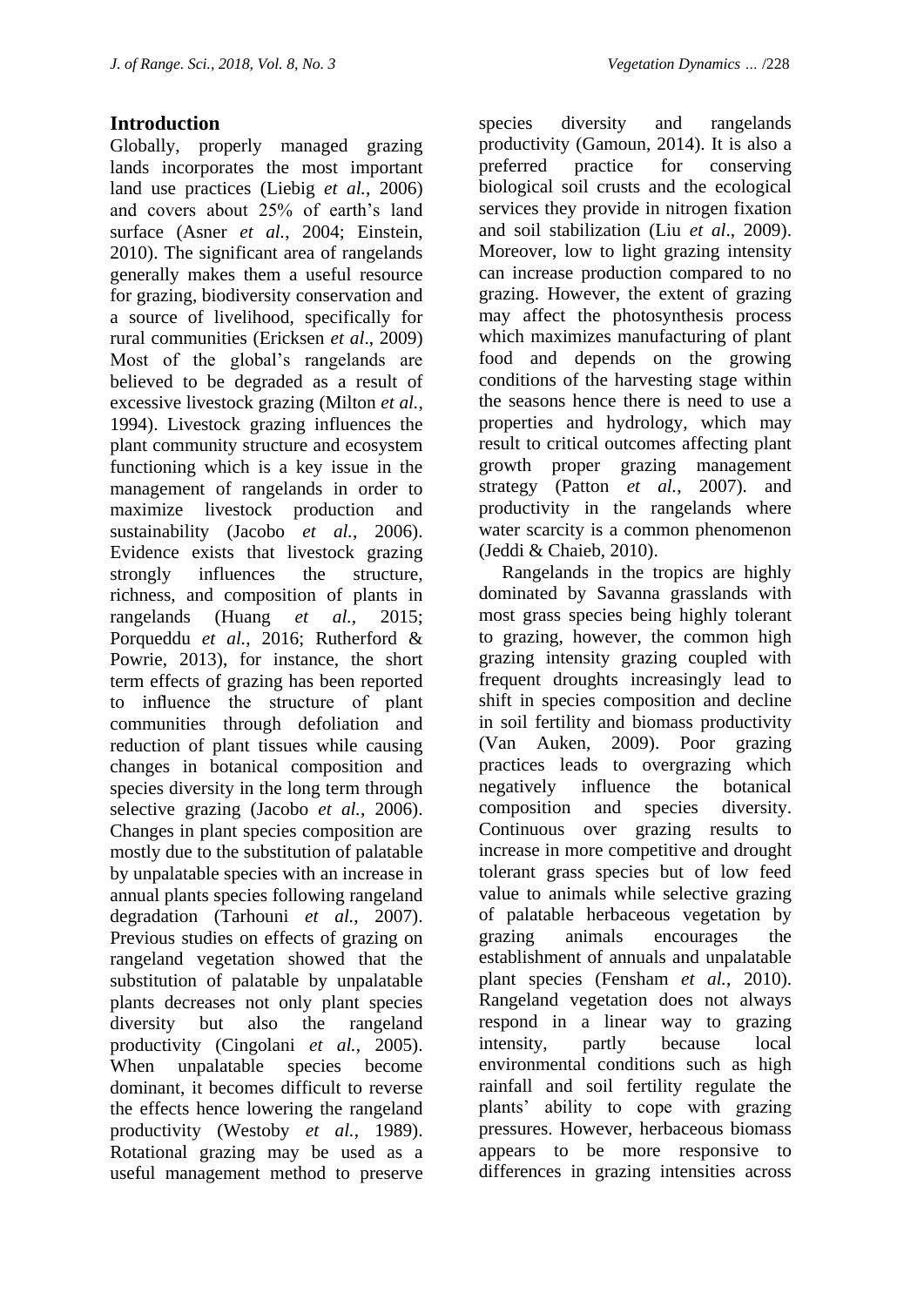## Introduction

Globally, properly managed grazing lands incorporates the most important land use practices (Liebig *et al.*, 2006) and covers about 25% of earth's land surface (Asner *et al.*, 2004; Einstein, 2010). The significant area of rangelands generally makes them a useful resource for grazing, biodiversity conservation and a source of livelihood, specifically for rural communities (Ericksen *et al*., 2009) Most of the global's rangelands are believed to be degraded as a result of excessive livestock grazing (Milton *et al.*, 1994). Livestock grazing influences the plant community structure and ecosystem functioning which is a key issue in the management of rangelands in order to maximize livestock production and sustainability (Jacobo *et al.*, 2006). Evidence exists that livestock grazing strongly influences the structure, richness, and composition of plants in rangelands (Huang *et al.*, 2015; Porqueddu *et al.*, 2016; Rutherford & Powrie, 2013), for instance, the short term effects of grazing has been reported to influence the structure of plant communities through defoliation and reduction of plant tissues while causing changes in botanical composition and species diversity in the long term through selective grazing (Jacobo *et al.*, 2006). Changes in plant species composition are mostly due to the substitution of palatable by unpalatable species with an increase in annual plants species following rangeland degradation (Tarhouni *et al.*, 2007). Previous studies on effects of grazing on rangeland vegetation showed that the substitution of palatable by unpalatable plants decreases not only plant species diversity but also the rangeland productivity (Cingolani *et al.*, 2005). When unpalatable species become dominant, it becomes difficult to reverse the effects hence lowering the rangeland productivity (Westoby *et al.*, 1989). Rotational grazing may be used as a useful management method to preserve species diversity and rangelands productivity (Gamoun, 2014). It is also a preferred practice for conserving biological soil crusts and the ecological services they provide in nitrogen fixation and soil stabilization (Liu *et al*., 2009). Moreover, low to light grazing intensity can increase production compared to no grazing. However, the extent of grazing may affect the photosynthesis process which maximizes manufacturing of plant food and depends on the growing conditions of the harvesting stage within the seasons hence there is need to use a properties and hydrology, which may result to critical outcomes affecting plant growth proper grazing management strategy (Patton *et al.*, 2007). and productivity in the rangelands where water scarcity is a common phenomenon (Jeddi & Chaieb, 2010).

Rangelands in the tropics are highly dominated by Savanna grasslands with most grass species being highly tolerant to grazing, however, the common high grazing intensity grazing coupled with frequent droughts increasingly lead to shift in species composition and decline in soil fertility and biomass productivity (Van Auken, 2009). Poor grazing practices leads to overgrazing which negatively influence the botanical composition and species diversity. Continuous over grazing results to increase in more competitive and drought tolerant grass species but of low feed value to animals while selective grazing of palatable herbaceous vegetation by grazing animals encourages the establishment of annuals and unpalatable plant species (Fensham *et al.*, 2010). Rangeland vegetation does not always respond in a linear way to grazing intensity, partly because local environmental conditions such as high rainfall and soil fertility regulate the plants' ability to cope with grazing pressures. However, herbaceous biomass appears to be more responsive to differences in grazing intensities across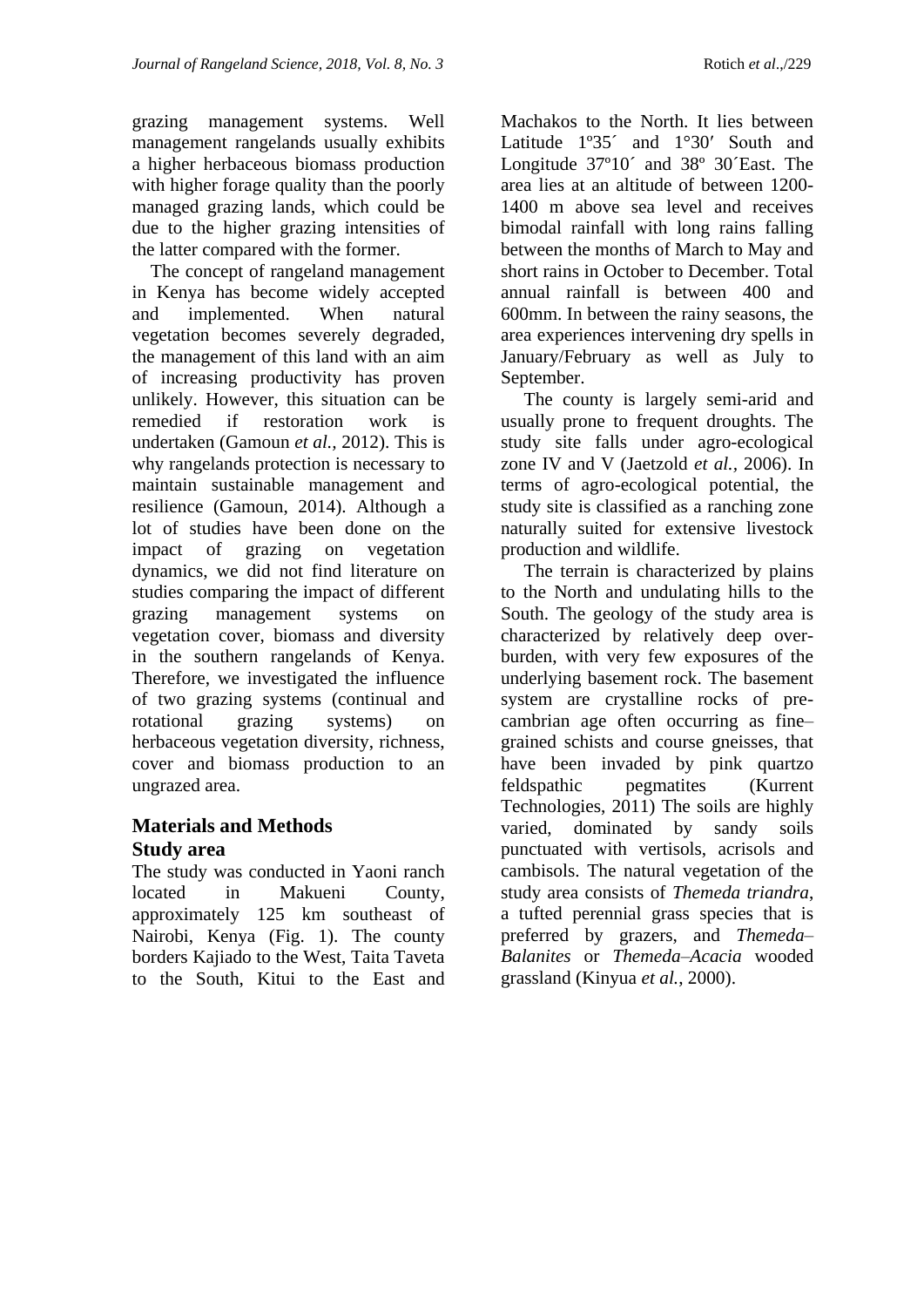grazing management systems. Well management rangelands usually exhibits a higher herbaceous biomass production with higher forage quality than the poorly managed grazing lands, which could be due to the higher grazing intensities of the latter compared with the former.

The concept of rangeland management in Kenya has become widely accepted and implemented. When natural vegetation becomes severely degraded, the management of this land with an aim of increasing productivity has proven unlikely. However, this situation can be remedied if restoration work is undertaken (Gamoun *et al.*, 2012). This is why rangelands protection is necessary to maintain sustainable management and resilience (Gamoun, 2014). Although a lot of studies have been done on the impact of grazing on vegetation dynamics, we did not find literature on studies comparing the impact of different grazing management systems on vegetation cover, biomass and diversity in the southern rangelands of Kenya. Therefore, we investigated the influence of two grazing systems (continual and rotational grazing systems) on herbaceous vegetation diversity, richness, cover and biomass production to an ungrazed area.

## Materials and Methods

### Study area

The study was conducted in Yaoni ranch located in Makueni County, approximately 125 km southeast of Nairobi, Kenya (Fig. 1). The county borders Kajiado to the West, Taita Taveta to the South, Kitui to the East and Machakos to the North. It lies between Latitude 1º35´ and 1°30′ South and Longitude 37º10´ and 38º 30´East. The area lies at an altitude of between 1200-1400 m above sea level and receives bimodal rainfall with long rains falling between the months of March to May and short rains in October to December. Total annual rainfall is between 400 and 600mm. In between the rainy seasons, the area experiences intervening dry spells in January/February as well as July to September.

The county is largely semi-arid and usually prone to frequent droughts. The study site falls under agro-ecological zone IV and V (Jaetzold *et al.*, 2006). In terms of agro-ecological potential, the study site is classified as a ranching zone naturally suited for extensive livestock production and wildlife.

The terrain is characterized by plains to the North and undulating hills to the South. The geology of the study area is characterized by relatively deep over-burden, with very few exposures of the underlying basement rock. The basement system are crystalline rocks of pre-cambrian age often occurring as fine–grained schists and course gneisses, that have been invaded by pink quartzo feldspathic pegmatites (Kurrent Technologies, 2011) The soils are highly varied, dominated by sandy soils punctuated with vertisols, acrisols and cambisols. The natural vegetation of the study area consists of *Themeda triandra*, a tufted perennial grass species that is preferred by grazers, and *Themeda–Balanites* or *Themeda–Acacia* wooded grassland (Kinyua *et al.*, 2000).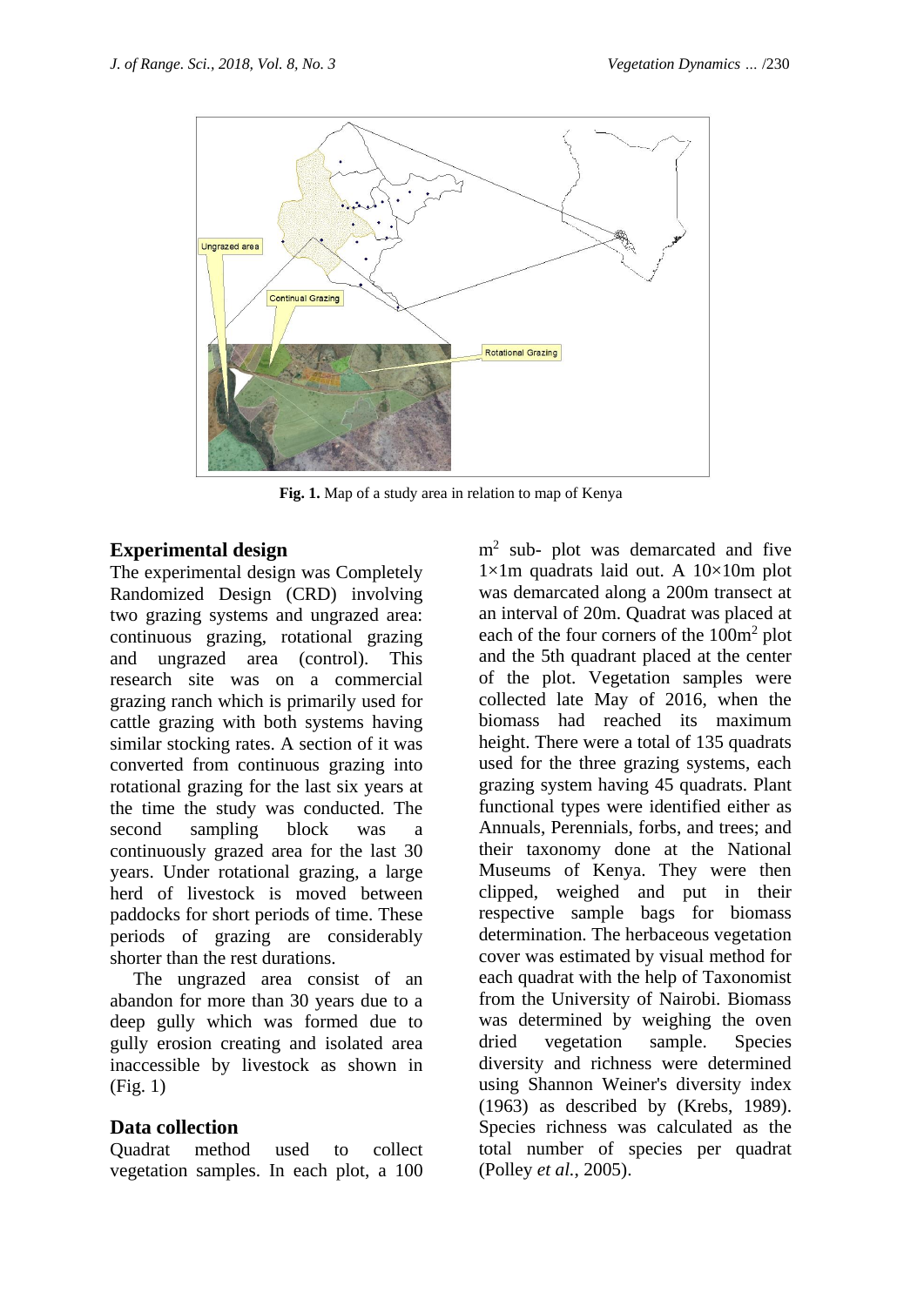**Fig. 1.** Map of a study area in relation to map of Kenya

## Experimental design

The experimental design was Completely Randomized Design (CRD) involving two grazing systems and ungrazed area: continuous grazing, rotational grazing and ungrazed area (control). This research site was on a commercial grazing ranch which is primarily used for cattle grazing with both systems having similar stocking rates. A section of it was converted from continuous grazing into rotational grazing for the last six years at the time the study was conducted. The second sampling block was a continuously grazed area for the last 30 years. Under rotational grazing, a large herd of livestock is moved between paddocks for short periods of time. These periods of grazing are considerably shorter than the rest durations.

The ungrazed area consist of an abandon for more than 30 years due to a deep gully which was formed due to gully erosion creating and isolated area inaccessible by livestock as shown in (Fig. 1)

## Data collection

Quadrat method used to collect vegetation samples. In each plot, a 100 $m^2$ sub- plot was demarcated and five 1×1m quadrats laid out. A 10×10m plot was demarcated along a 200m transect at an interval of 20m. Quadrat was placed at each of the four corners of the $100m^2$ plot and the 5th quadrant placed at the center of the plot. Vegetation samples were collected late May of 2016, when the biomass had reached its maximum height. There were a total of 135 quadrats used for the three grazing systems, each grazing system having 45 quadrats. Plant functional types were identified either as Annuals, Perennials, forbs, and trees; and their taxonomy done at the National Museums of Kenya. They were then clipped, weighed and put in their respective sample bags for biomass determination. The herbaceous vegetation cover was estimated by visual method for each quadrat with the help of Taxonomist from the University of Nairobi. Biomass was determined by weighing the oven dried vegetation sample. Species diversity and richness were determined using Shannon Weiner's diversity index (1963) as described by (Krebs, 1989). Species richness was calculated as the total number of species per quadrat (Polley *et al.*, 2005).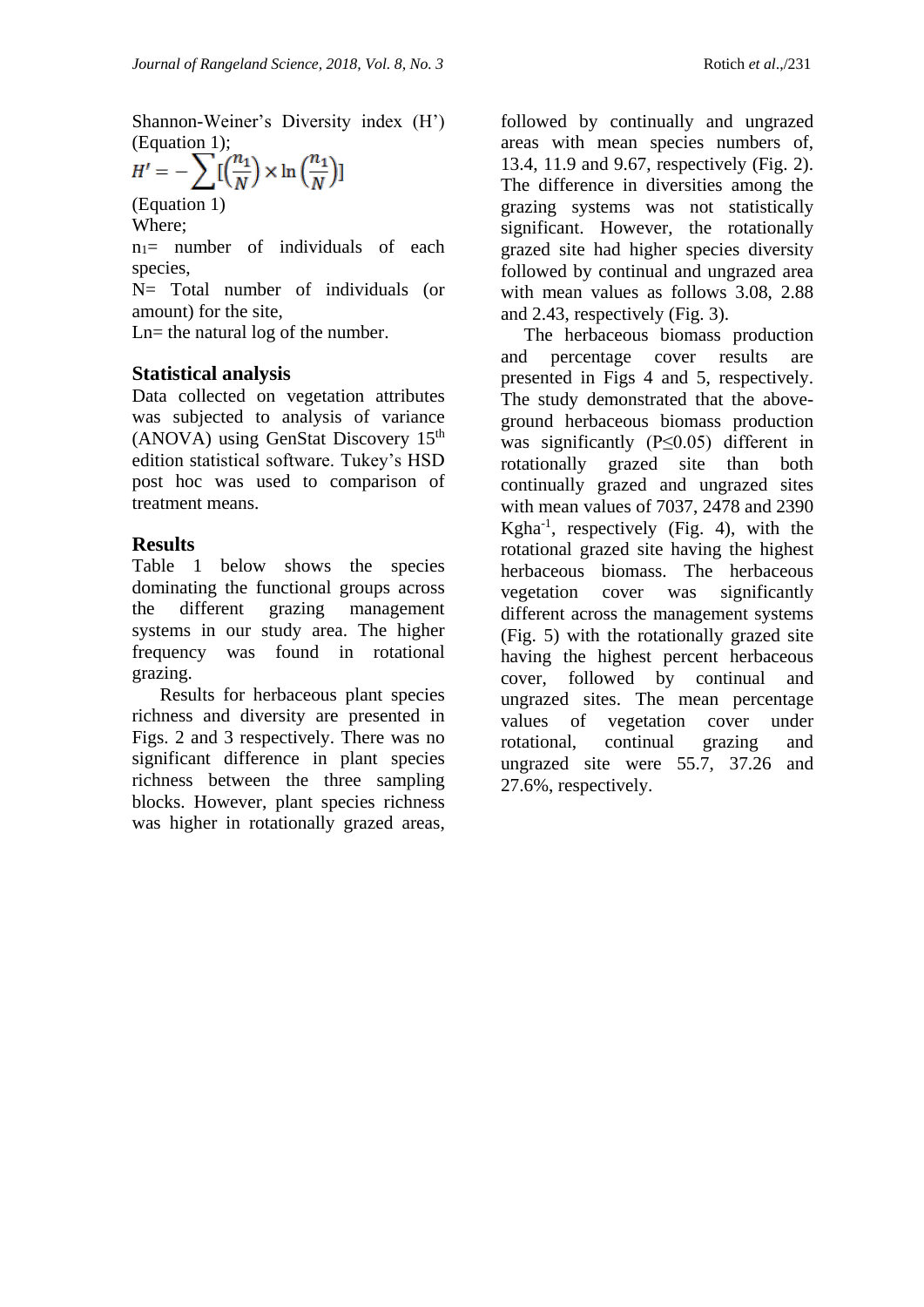Shannon-Weiner's Diversity index (H') (Equation 1);

$$H' = -\sum [(\frac{n_1}{N}) \times \ln (\frac{n_1}{N})]$$

(Equation 1)

Where;

$n_1$= number of individuals of each species,

N= Total number of individuals (or amount) for the site,

Ln= the natural log of the number.

## Statistical analysis

Data collected on vegetation attributes was subjected to analysis of variance (ANOVA) using GenStat Discovery 15th edition statistical software. Tukey's HSD post hoc was used to comparison of treatment means.

## Results

Table 1 below shows the species dominating the functional groups across the different grazing management systems in our study area. The higher frequency was found in rotational grazing.

Results for herbaceous plant species richness and diversity are presented in Figs. 2 and 3 respectively. There was no significant difference in plant species richness between the three sampling blocks. However, plant species richness was higher in rotationally grazed areas, followed by continually and ungrazed areas with mean species numbers of, 13.4, 11.9 and 9.67, respectively (Fig. 2). The difference in diversities among the grazing systems was not statistically significant. However, the rotationally grazed site had higher species diversity followed by continual and ungrazed area with mean values as follows 3.08, 2.88 and 2.43, respectively (Fig. 3).

The herbaceous biomass production and percentage cover results are presented in Figs 4 and 5, respectively. The study demonstrated that the above-ground herbaceous biomass production was significantly ($P \leq 0.05$) different in rotationally grazed site than both continually grazed and ungrazed sites with mean values of 7037, 2478 and 2390 $Kgha^{-1}$, respectively (Fig. 4), with the rotational grazed site having the highest herbaceous biomass. The herbaceous vegetation cover was significantly different across the management systems (Fig. 5) with the rotationally grazed site having the highest percent herbaceous cover, followed by continual and ungrazed sites. The mean percentage values of vegetation cover under rotational, continual grazing and ungrazed site were 55.7, 37.26 and 27.6%, respectively.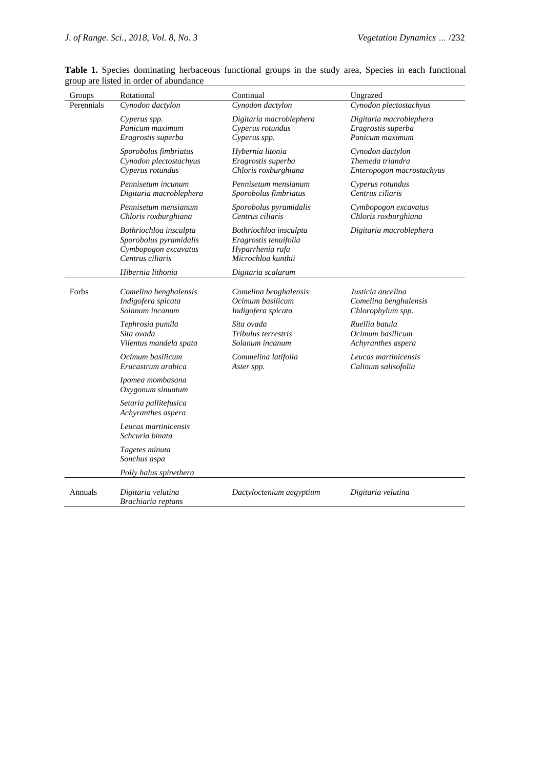**Table 1.** Species dominating herbaceous functional groups in the study area, Species in each functional group are listed in order of abundance

| Groups | Rotational | Continual | Ungrazed |
|---|---|---|---|
| Perennials | *Cynodon dactylon* | *Cynodon dactylon* | *Cynodon plectostachyus* |
| | *Cyperus spp.* | *Digitaria macroblephera* | *Digitaria macroblephera* |
| | *Panicum maximum* | *Cyperus rotundus* | *Eragrostis superba* |
| | *Eragrostis superba* | *Cyperus spp.* | *Panicum maximum* |
| | *Sporobolus fimbriatus* | *Hybernia litonia* | *Cynodon dactylon* |
| | *Cynodon plectostachyus* | *Eragrostis superba* | *Themeda triandra* |
| | *Cyperus rotundus* | *Chloris roxburghiana* | *Enteropogon macrostachyus* |
| | *Pennisetum incunum* | *Pennisetum mensianum* | *Cyperus rotundus* |
| | *Digitaria macroblephera* | *Sporobolus fimbriatus* | *Centrus ciliaris* |
| | *Pennisetum mensianum* | *Sporobolus pyramidalis* | *Cymbopogon excavatus* |
| | *Chloris roxburghiana* | *Centrus ciliaris* | *Chloris roxburghiana* |
| | *Bothriochloa insculpta* | *Bothriochloa insculpta* | *Digitaria macroblephera* |
| | *Sporobolus pyramidalis* | *Eragrostis tenuifolia* | |
| | *Cymbopogon excavatus* | *Hyparrhenia rufa* | |
| | *Centrus ciliaris* | *Microchloa kunthii* | |
| | *Hibernia lithonia* | *Digitaria scalarum* | |
| Forbs | *Comelina benghalensis* | *Comelina benghalensis* | *Justicia ancelina* |
| | *Indigofera spicata* | *Ocimum basilicum* | *Comelina benghalensis* |
| | *Solanum incanum* | *Indigofera spicata* | *Chlorophylum spp.* |
| | *Tephrosia pumila* | *Sita ovada* | *Ruellia batula* |
| | *Sita ovada* | *Tribulus terrestris* | *Ocimum basilicum* |
| | *Vilentus mandela spata* | *Solanum incanum* | *Achyranthes aspera* |
| | *Ocimum basilicum* | *Commelina latifolia* | *Leucas martinicensis* |
| | *Erucastrum arabica* | *Aster spp.* | *Calinum salisofolia* |
| | *Ipomea mombasana* | | |
| | *Oxygonum sinuatum* | | |
| | *Setaria pallitefusica* | | |
| | *Achyranthes aspera* | | |
| | *Leucas martinicensis* | | |
| | *Schcuria binata* | | |
| | *Tagetes minuta* | | |
| | *Sonchus aspa* | | |
| | *Polly halus spinethera* | | |
| Annuals | *Digitaria velutina* | *Dactyloctenium aegyptium* | *Digitaria velutina* |
| | *Brachiaria reptans* | | |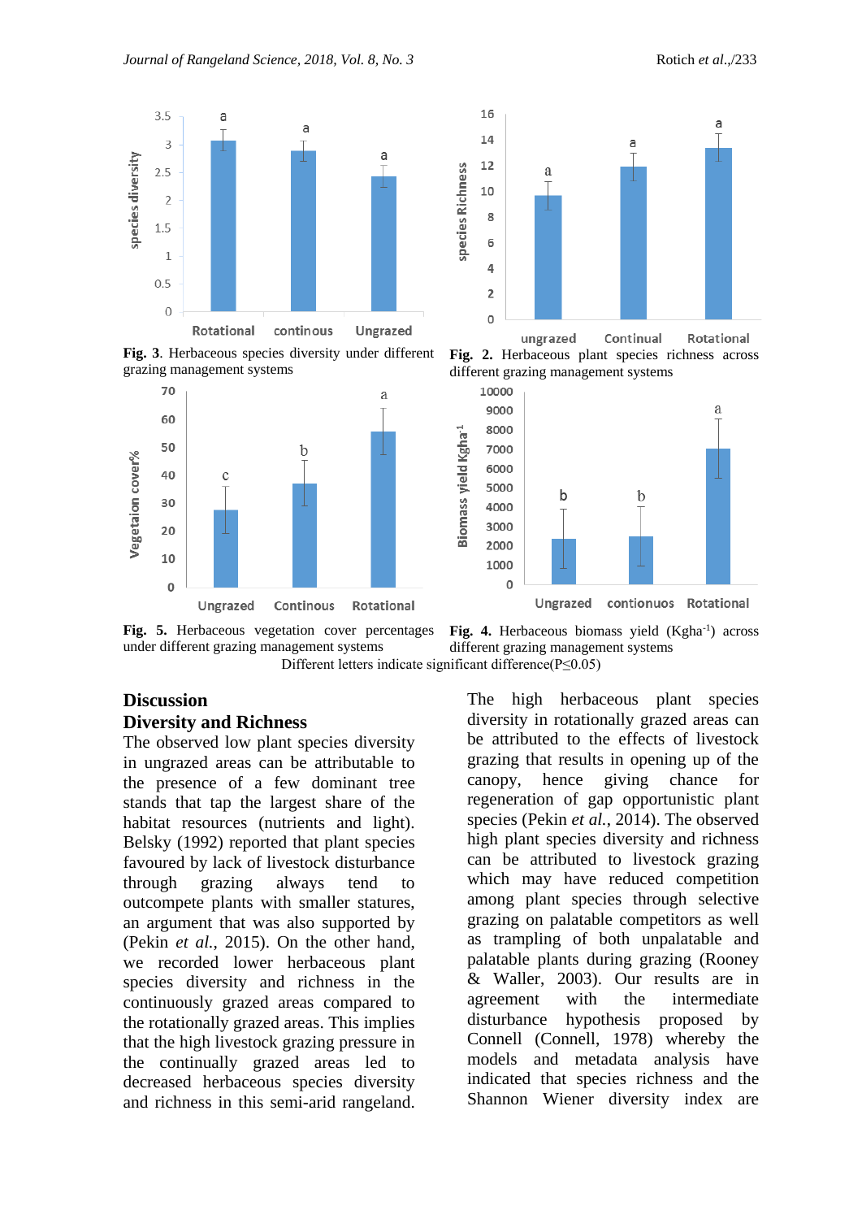Fig. 3. Herbaceous species diversity under different grazing management systems

Fig. 2. Herbaceous plant species richness across different grazing management systems

Fig. 5. Herbaceous vegetation cover percentages under different grazing management systems

Fig. 4. Herbaceous biomass yield (Kgha$^{-1}$) across different grazing management systems

Different letters indicate significant difference(P≤0.05)

## Discussion

### Diversity and Richness

The observed low plant species diversity in ungrazed areas can be attributable to the presence of a few dominant tree stands that tap the largest share of the habitat resources (nutrients and light). Belsky (1992) reported that plant species favoured by lack of livestock disturbance through grazing always tend to outcompete plants with smaller statures, an argument that was also supported by (Pekin *et al.*, 2015). On the other hand, we recorded lower herbaceous plant species diversity and richness in the continuously grazed areas compared to the rotationally grazed areas. This implies that the high livestock grazing pressure in the continually grazed areas led to decreased herbaceous species diversity and richness in this semi-arid rangeland.

The high herbaceous plant species diversity in rotationally grazed areas can be attributed to the effects of livestock grazing that results in opening up of the canopy, hence giving chance for regeneration of gap opportunistic plant species (Pekin *et al.*, 2014). The observed high plant species diversity and richness can be attributed to livestock grazing which may have reduced competition among plant species through selective grazing on palatable competitors as well as trampling of both unpalatable and palatable plants during grazing (Rooney & Waller, 2003). Our results are in agreement with the intermediate disturbance hypothesis proposed by Connell (Connell, 1978) whereby the models and metadata analysis have indicated that species richness and the Shannon Wiener diversity index are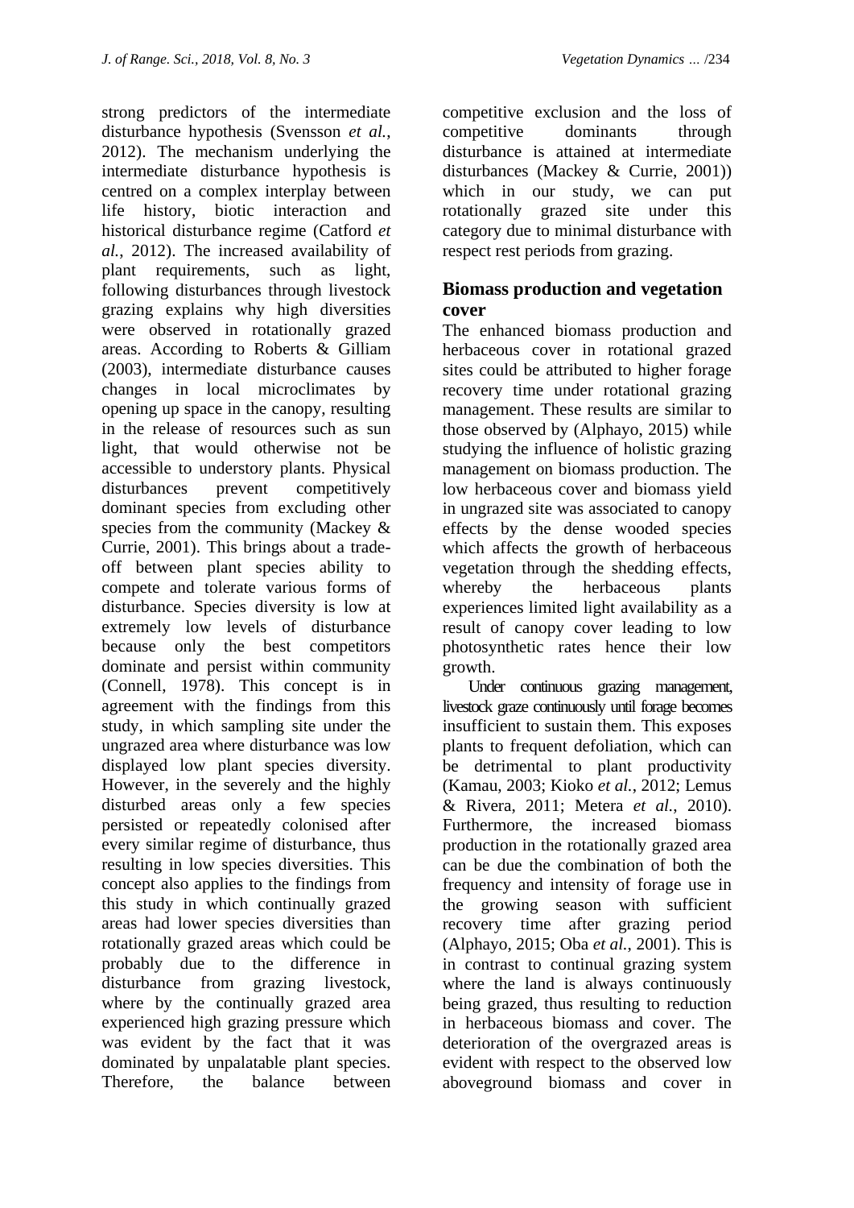strong predictors of the intermediate disturbance hypothesis (Svensson *et al.*, 2012). The mechanism underlying the intermediate disturbance hypothesis is centred on a complex interplay between life history, biotic interaction and historical disturbance regime (Catford *et al.*, 2012). The increased availability of plant requirements, such as light, following disturbances through livestock grazing explains why high diversities were observed in rotationally grazed areas. According to Roberts & Gilliam (2003), intermediate disturbance causes changes in local microclimates by opening up space in the canopy, resulting in the release of resources such as sun light, that would otherwise not be accessible to understory plants. Physical disturbances prevent competitively dominant species from excluding other species from the community (Mackey & Currie, 2001). This brings about a trade-off between plant species ability to compete and tolerate various forms of disturbance. Species diversity is low at extremely low levels of disturbance because only the best competitors dominate and persist within community (Connell, 1978). This concept is in agreement with the findings from this study, in which sampling site under the ungrazed area where disturbance was low displayed low plant species diversity. However, in the severely and the highly disturbed areas only a few species persisted or repeatedly colonised after every similar regime of disturbance, thus resulting in low species diversities. This concept also applies to the findings from this study in which continually grazed areas had lower species diversities than rotationally grazed areas which could be probably due to the difference in disturbance from grazing livestock, where by the continually grazed area experienced high grazing pressure which was evident by the fact that it was dominated by unpalatable plant species. Therefore, the balance between competitive exclusion and the loss of competitive dominants through disturbance is attained at intermediate disturbances (Mackey & Currie, 2001)) which in our study, we can put rotationally grazed site under this category due to minimal disturbance with respect rest periods from grazing.

## Biomass production and vegetation cover

The enhanced biomass production and herbaceous cover in rotational grazed sites could be attributed to higher forage recovery time under rotational grazing management. These results are similar to those observed by (Alphayo, 2015) while studying the influence of holistic grazing management on biomass production. The low herbaceous cover and biomass yield in ungrazed site was associated to canopy effects by the dense wooded species which affects the growth of herbaceous vegetation through the shedding effects, whereby the herbaceous plants experiences limited light availability as a result of canopy cover leading to low photosynthetic rates hence their low growth.

Under continuous grazing management, livestock graze continuously until forage becomes insufficient to sustain them. This exposes plants to frequent defoliation, which can be detrimental to plant productivity (Kamau, 2003; Kioko *et al.*, 2012; Lemus & Rivera, 2011; Metera *et al.*, 2010). Furthermore, the increased biomass production in the rotationally grazed area can be due the combination of both the frequency and intensity of forage use in the growing season with sufficient recovery time after grazing period (Alphayo, 2015; Oba *et al.*, 2001). This is in contrast to continual grazing system where the land is always continuously being grazed, thus resulting to reduction in herbaceous biomass and cover. The deterioration of the overgrazed areas is evident with respect to the observed low aboveground biomass and cover in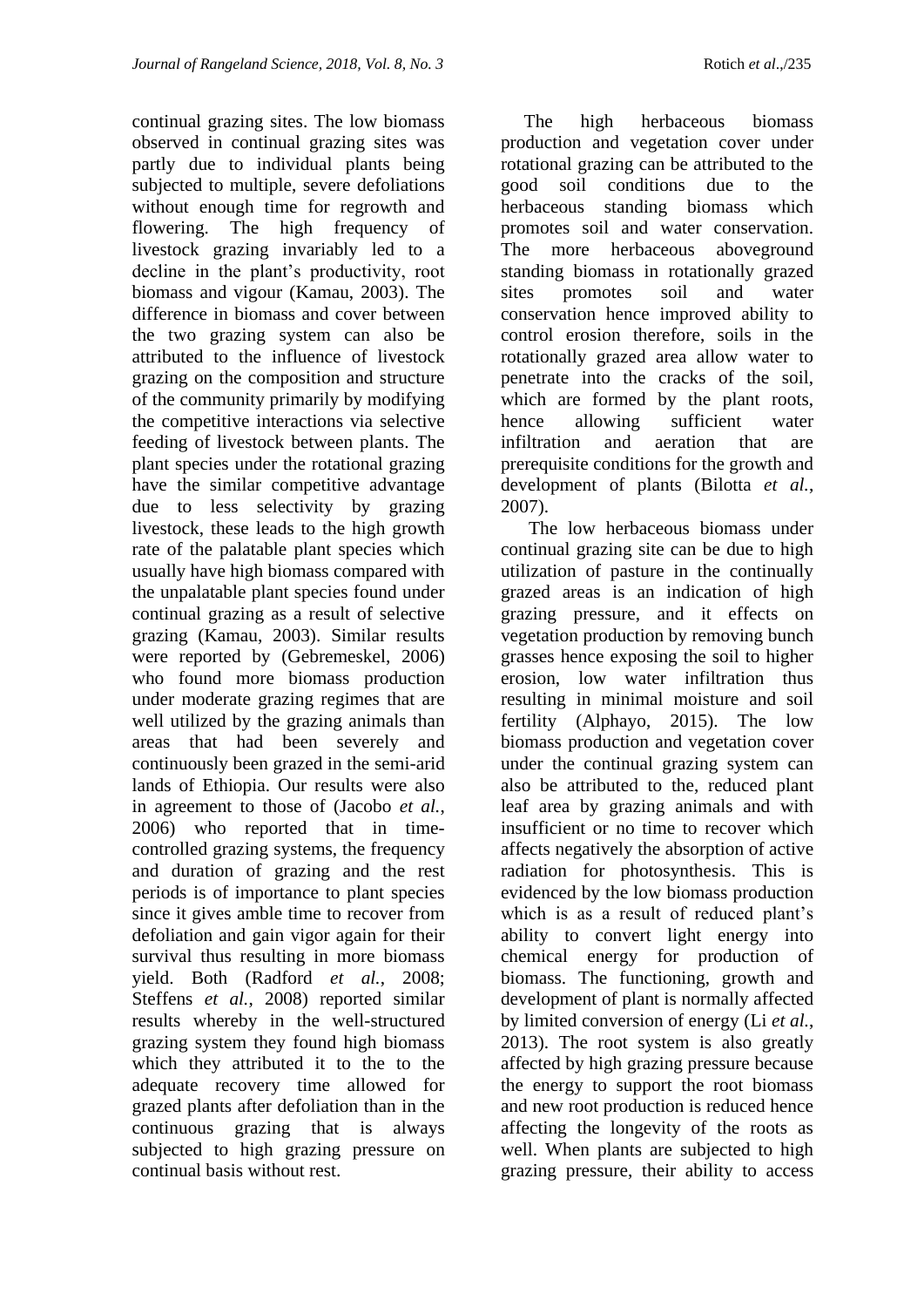continual grazing sites. The low biomass observed in continual grazing sites was partly due to individual plants being subjected to multiple, severe defoliations without enough time for regrowth and flowering. The high frequency of livestock grazing invariably led to a decline in the plant's productivity, root biomass and vigour (Kamau, 2003). The difference in biomass and cover between the two grazing system can also be attributed to the influence of livestock grazing on the composition and structure of the community primarily by modifying the competitive interactions via selective feeding of livestock between plants. The plant species under the rotational grazing have the similar competitive advantage due to less selectivity by grazing livestock, these leads to the high growth rate of the palatable plant species which usually have high biomass compared with the unpalatable plant species found under continual grazing as a result of selective grazing (Kamau, 2003). Similar results were reported by (Gebremeskel, 2006) who found more biomass production under moderate grazing regimes that are well utilized by the grazing animals than areas that had been severely and continuously been grazed in the semi-arid lands of Ethiopia. Our results were also in agreement to those of (Jacobo *et al.*, 2006) who reported that in time-controlled grazing systems, the frequency and duration of grazing and the rest periods is of importance to plant species since it gives amble time to recover from defoliation and gain vigor again for their survival thus resulting in more biomass yield. Both (Radford *et al.*, 2008; Steffens *et al.*, 2008) reported similar results whereby in the well-structured grazing system they found high biomass which they attributed it to the to the adequate recovery time allowed for grazed plants after defoliation than in the continuous grazing that is always subjected to high grazing pressure on continual basis without rest.

The high herbaceous biomass production and vegetation cover under rotational grazing can be attributed to the good soil conditions due to the herbaceous standing biomass which promotes soil and water conservation. The more herbaceous aboveground standing biomass in rotationally grazed sites promotes soil and water conservation hence improved ability to control erosion therefore, soils in the rotationally grazed area allow water to penetrate into the cracks of the soil, which are formed by the plant roots, hence allowing sufficient water infiltration and aeration that are prerequisite conditions for the growth and development of plants (Bilotta *et al.*, 2007).

The low herbaceous biomass under continual grazing site can be due to high utilization of pasture in the continually grazed areas is an indication of high grazing pressure, and it effects on vegetation production by removing bunch grasses hence exposing the soil to higher erosion, low water infiltration thus resulting in minimal moisture and soil fertility (Alphayo, 2015). The low biomass production and vegetation cover under the continual grazing system can also be attributed to the, reduced plant leaf area by grazing animals and with insufficient or no time to recover which affects negatively the absorption of active radiation for photosynthesis. This is evidenced by the low biomass production which is as a result of reduced plant's ability to convert light energy into chemical energy for production of biomass. The functioning, growth and development of plant is normally affected by limited conversion of energy (Li *et al.*, 2013). The root system is also greatly affected by high grazing pressure because the energy to support the root biomass and new root production is reduced hence affecting the longevity of the roots as well. When plants are subjected to high grazing pressure, their ability to access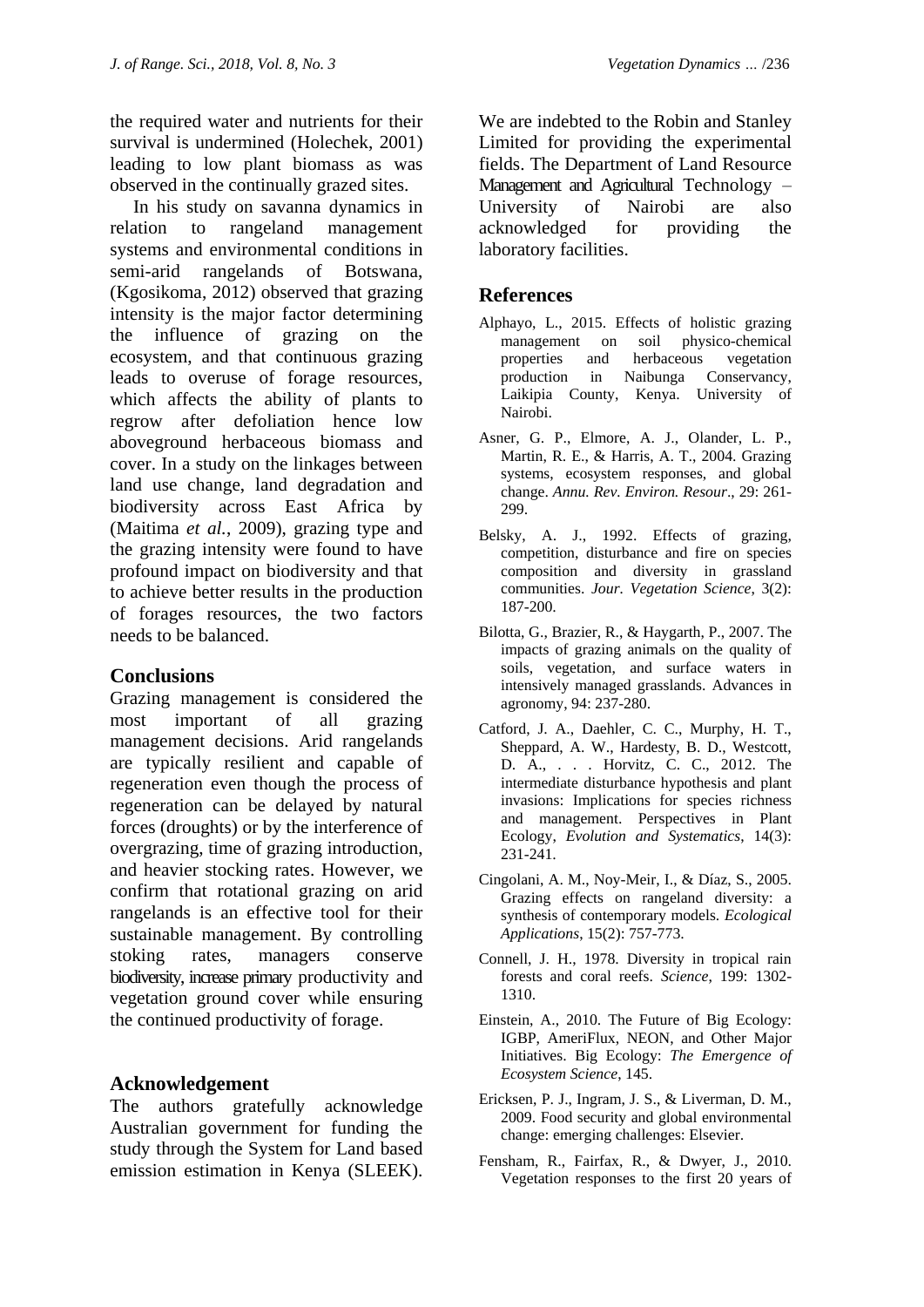the required water and nutrients for their survival is undermined (Holechek, 2001) leading to low plant biomass as was observed in the continually grazed sites.

In his study on savanna dynamics in relation to rangeland management systems and environmental conditions in semi-arid rangelands of Botswana, (Kgosikoma, 2012) observed that grazing intensity is the major factor determining the influence of grazing on the ecosystem, and that continuous grazing leads to overuse of forage resources, which affects the ability of plants to regrow after defoliation hence low aboveground herbaceous biomass and cover. In a study on the linkages between land use change, land degradation and biodiversity across East Africa by (Maitima *et al.*, 2009), grazing type and the grazing intensity were found to have profound impact on biodiversity and that to achieve better results in the production of forages resources, the two factors needs to be balanced.

## Conclusions

Grazing management is considered the most important of all grazing management decisions. Arid rangelands are typically resilient and capable of regeneration even though the process of regeneration can be delayed by natural forces (droughts) or by the interference of overgrazing, time of grazing introduction, and heavier stocking rates. However, we confirm that rotational grazing on arid rangelands is an effective tool for their sustainable management. By controlling stoking rates, managers conserve biodiversity, increase primary productivity and vegetation ground cover while ensuring the continued productivity of forage.

## Acknowledgement

The authors gratefully acknowledge Australian government for funding the study through the System for Land based emission estimation in Kenya (SLEEK). We are indebted to the Robin and Stanley Limited for providing the experimental fields. The Department of Land Resource Management and Agricultural Technology – University of Nairobi are also acknowledged for providing the laboratory facilities.

## References

Alphayo, L., 2015. Effects of holistic grazing management on soil physico-chemical properties and herbaceous vegetation production in Naibunga Conservancy, Laikipia County, Kenya. University of Nairobi.

Asner, G. P., Elmore, A. J., Olander, L. P., Martin, R. E., & Harris, A. T., 2004. Grazing systems, ecosystem responses, and global change. *Annu. Rev. Environ. Resour*., 29: 261-299.

Belsky, A. J., 1992. Effects of grazing, competition, disturbance and fire on species composition and diversity in grassland communities. *Jour. Vegetation Science*, 3(2): 187-200.

Bilotta, G., Brazier, R., & Haygarth, P., 2007. The impacts of grazing animals on the quality of soils, vegetation, and surface waters in intensively managed grasslands. Advances in agronomy, 94: 237-280.

Catford, J. A., Daehler, C. C., Murphy, H. T., Sheppard, A. W., Hardesty, B. D., Westcott, D. A., . . . Horvitz, C. C., 2012. The intermediate disturbance hypothesis and plant invasions: Implications for species richness and management. Perspectives in Plant Ecology, *Evolution and Systematics*, 14(3): 231-241.

Cingolani, A. M., Noy-Meir, I., & Díaz, S., 2005. Grazing effects on rangeland diversity: a synthesis of contemporary models. *Ecological Applications*, 15(2): 757-773.

Connell, J. H., 1978. Diversity in tropical rain forests and coral reefs. *Science*, 199: 1302-1310.

Einstein, A., 2010. The Future of Big Ecology: IGBP, AmeriFlux, NEON, and Other Major Initiatives. Big Ecology: *The Emergence of Ecosystem Science*, 145.

Ericksen, P. J., Ingram, J. S., & Liverman, D. M., 2009. Food security and global environmental change: emerging challenges: Elsevier.

Fensham, R., Fairfax, R., & Dwyer, J., 2010. Vegetation responses to the first 20 years of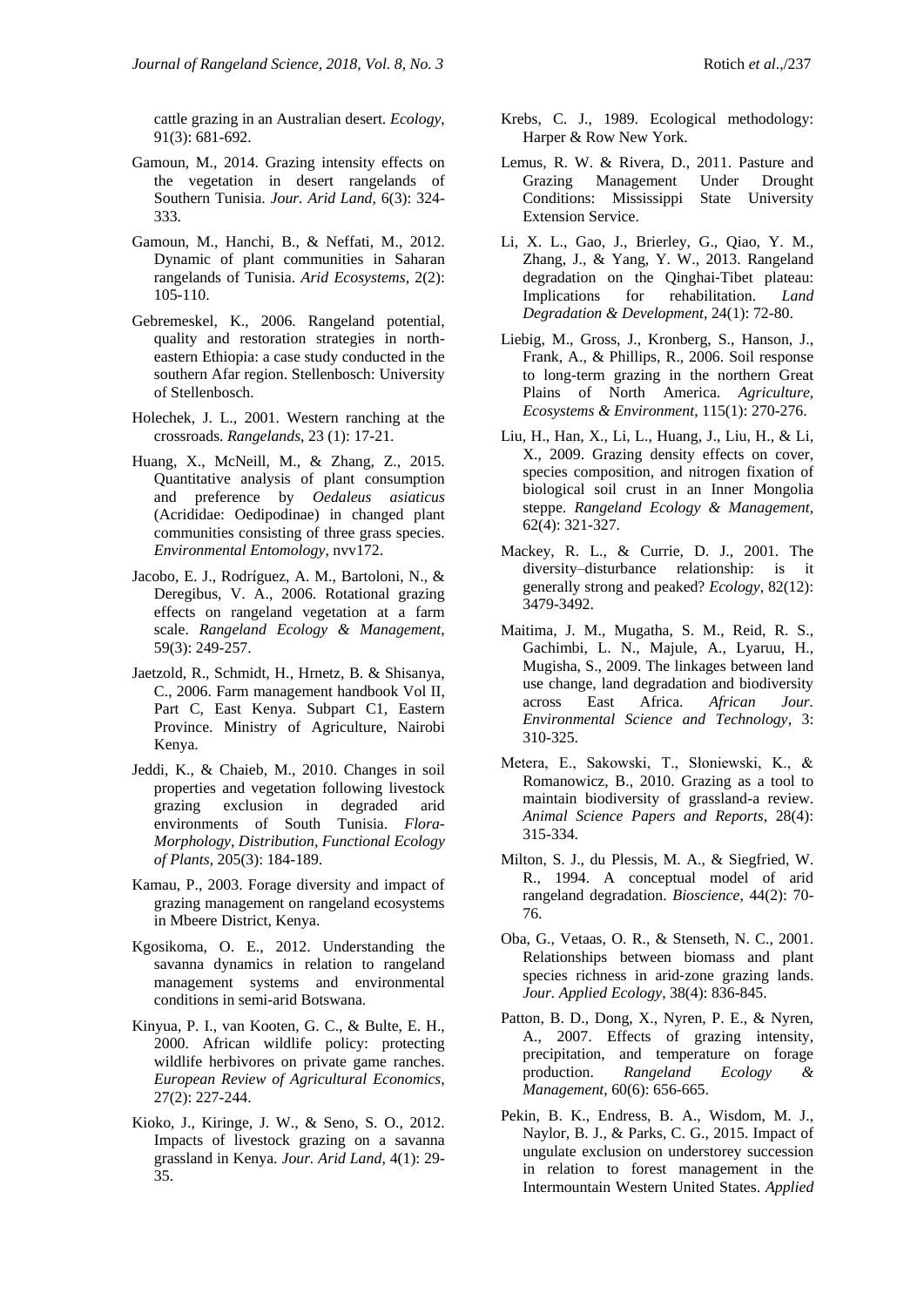cattle grazing in an Australian desert. *Ecology*, 91(3): 681-692.

Gamoun, M., 2014. Grazing intensity effects on the vegetation in desert rangelands of Southern Tunisia. *Jour. Arid Land*, 6(3): 324-333.

Gamoun, M., Hanchi, B., & Neffati, M., 2012. Dynamic of plant communities in Saharan rangelands of Tunisia. *Arid Ecosystems*, 2(2): 105-110.

Gebremeskel, K., 2006. Rangeland potential, quality and restoration strategies in north-eastern Ethiopia: a case study conducted in the southern Afar region. Stellenbosch: University of Stellenbosch.

Holechek, J. L., 2001. Western ranching at the crossroads. *Rangelands*, 23 (1): 17-21.

Huang, X., McNeill, M., & Zhang, Z., 2015. Quantitative analysis of plant consumption and preference by *Oedaleus asiaticus* (Acrididae: Oedipodinae) in changed plant communities consisting of three grass species. *Environmental Entomology*, nvv172.

Jacobo, E. J., Rodríguez, A. M., Bartoloni, N., & Deregibus, V. A., 2006. Rotational grazing effects on rangeland vegetation at a farm scale. *Rangeland Ecology & Management*, 59(3): 249-257.

Jaetzold, R., Schmidt, H., Hrnetz, B. & Shisanya, C., 2006. Farm management handbook Vol II, Part C, East Kenya. Subpart C1, Eastern Province. Ministry of Agriculture, Nairobi Kenya.

Jeddi, K., & Chaieb, M., 2010. Changes in soil properties and vegetation following livestock grazing exclusion in degraded arid environments of South Tunisia. *Flora-Morphology, Distribution, Functional Ecology of Plants*, 205(3): 184-189.

Kamau, P., 2003. Forage diversity and impact of grazing management on rangeland ecosystems in Mbeere District, Kenya.

Kgosikoma, O. E., 2012. Understanding the savanna dynamics in relation to rangeland management systems and environmental conditions in semi-arid Botswana.

Kinyua, P. I., van Kooten, G. C., & Bulte, E. H., 2000. African wildlife policy: protecting wildlife herbivores on private game ranches. *European Review of Agricultural Economics*, 27(2): 227-244.

Kioko, J., Kiringe, J. W., & Seno, S. O., 2012. Impacts of livestock grazing on a savanna grassland in Kenya. *Jour. Arid Land*, 4(1): 29-35.

Krebs, C. J., 1989. Ecological methodology: Harper & Row New York.

Lemus, R. W. & Rivera, D., 2011. Pasture and Grazing Management Under Drought Conditions: Mississippi State University Extension Service.

Li, X. L., Gao, J., Brierley, G., Qiao, Y. M., Zhang, J., & Yang, Y. W., 2013. Rangeland degradation on the Qinghai-Tibet plateau: Implications for rehabilitation. *Land Degradation & Development*, 24(1): 72-80.

Liebig, M., Gross, J., Kronberg, S., Hanson, J., Frank, A., & Phillips, R., 2006. Soil response to long-term grazing in the northern Great Plains of North America. *Agriculture, Ecosystems & Environment*, 115(1): 270-276.

Liu, H., Han, X., Li, L., Huang, J., Liu, H., & Li, X., 2009. Grazing density effects on cover, species composition, and nitrogen fixation of biological soil crust in an Inner Mongolia steppe. *Rangeland Ecology & Management*, 62(4): 321-327.

Mackey, R. L., & Currie, D. J., 2001. The diversity–disturbance relationship: is it generally strong and peaked? *Ecology*, 82(12): 3479-3492.

Maitima, J. M., Mugatha, S. M., Reid, R. S., Gachimbi, L. N., Majule, A., Lyaruu, H., Mugisha, S., 2009. The linkages between land use change, land degradation and biodiversity across East Africa. *African Jour. Environmental Science and Technology*, 3: 310-325.

Metera, E., Sakowski, T., Słoniewski, K., & Romanowicz, B., 2010. Grazing as a tool to maintain biodiversity of grassland-a review. *Animal Science Papers and Reports*, 28(4): 315-334.

Milton, S. J., du Plessis, M. A., & Siegfried, W. R., 1994. A conceptual model of arid rangeland degradation. *Bioscience*, 44(2): 70-76.

Oba, G., Vetaas, O. R., & Stenseth, N. C., 2001. Relationships between biomass and plant species richness in arid-zone grazing lands. *Jour. Applied Ecology*, 38(4): 836-845.

Patton, B. D., Dong, X., Nyren, P. E., & Nyren, A., 2007. Effects of grazing intensity, precipitation, and temperature on forage production. *Rangeland Ecology & Management*, 60(6): 656-665.

Pekin, B. K., Endress, B. A., Wisdom, M. J., Naylor, B. J., & Parks, C. G., 2015. Impact of ungulate exclusion on understorey succession in relation to forest management in the Intermountain Western United States. *Applied*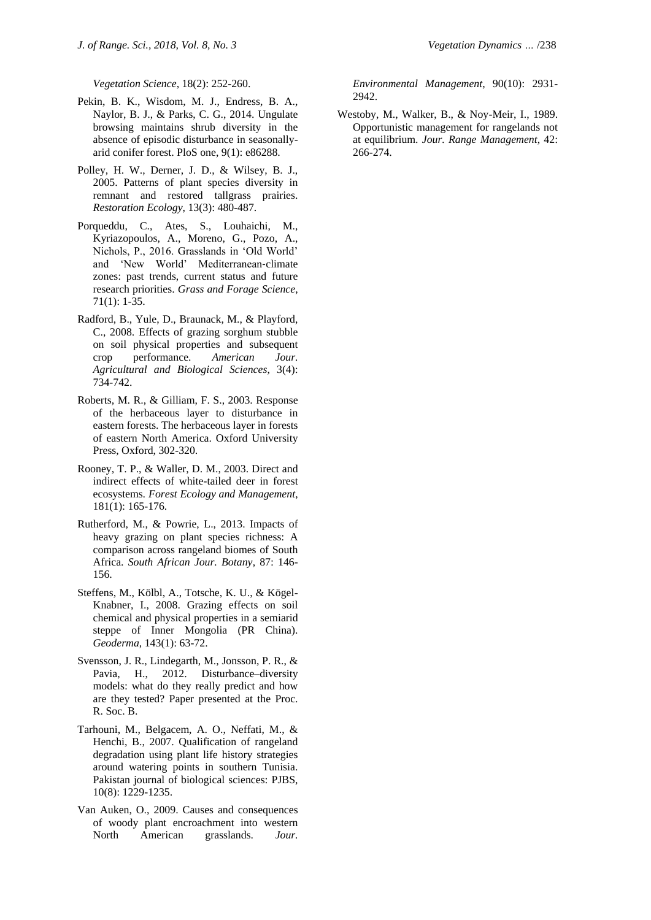*Vegetation Science*, 18(2): 252-260.

Pekin, B. K., Wisdom, M. J., Endress, B. A., Naylor, B. J., & Parks, C. G., 2014. Ungulate browsing maintains shrub diversity in the absence of episodic disturbance in seasonally-arid conifer forest. PloS one, 9(1): e86288.

Polley, H. W., Derner, J. D., & Wilsey, B. J., 2005. Patterns of plant species diversity in remnant and restored tallgrass prairies. *Restoration Ecology*, 13(3): 480-487.

Porqueddu, C., Ates, S., Louhaichi, M., Kyriazopoulos, A., Moreno, G., Pozo, A., Nichols, P., 2016. Grasslands in 'Old World' and 'New World' Mediterranean-climate zones: past trends, current status and future research priorities. *Grass and Forage Science*, 71(1): 1-35.

Radford, B., Yule, D., Braunack, M., & Playford, C., 2008. Effects of grazing sorghum stubble on soil physical properties and subsequent crop performance. *American Jour. Agricultural and Biological Sciences*, 3(4): 734-742.

Roberts, M. R., & Gilliam, F. S., 2003. Response of the herbaceous layer to disturbance in eastern forests. The herbaceous layer in forests of eastern North America. Oxford University Press, Oxford, 302-320.

Rooney, T. P., & Waller, D. M., 2003. Direct and indirect effects of white-tailed deer in forest ecosystems. *Forest Ecology and Management*, 181(1): 165-176.

Rutherford, M., & Powrie, L., 2013. Impacts of heavy grazing on plant species richness: A comparison across rangeland biomes of South Africa. *South African Jour. Botany*, 87: 146-156.

Steffens, M., Kölbl, A., Totsche, K. U., & Kögel-Knabner, I., 2008. Grazing effects on soil chemical and physical properties in a semiarid steppe of Inner Mongolia (PR China). *Geoderma*, 143(1): 63-72.

Svensson, J. R., Lindegarth, M., Jonsson, P. R., & Pavia, H., 2012. Disturbance–diversity models: what do they really predict and how are they tested? Paper presented at the Proc. R. Soc. B.

Tarhouni, M., Belgacem, A. O., Neffati, M., & Henchi, B., 2007. Qualification of rangeland degradation using plant life history strategies around watering points in southern Tunisia. Pakistan journal of biological sciences: PJBS, 10(8): 1229-1235.

Van Auken, O., 2009. Causes and consequences of woody plant encroachment into western North American grasslands. *Jour. Environmental Management*, 90(10): 2931-2942.

Westoby, M., Walker, B., & Noy-Meir, I., 1989. Opportunistic management for rangelands not at equilibrium. *Jour. Range Management*, 42: 266-274.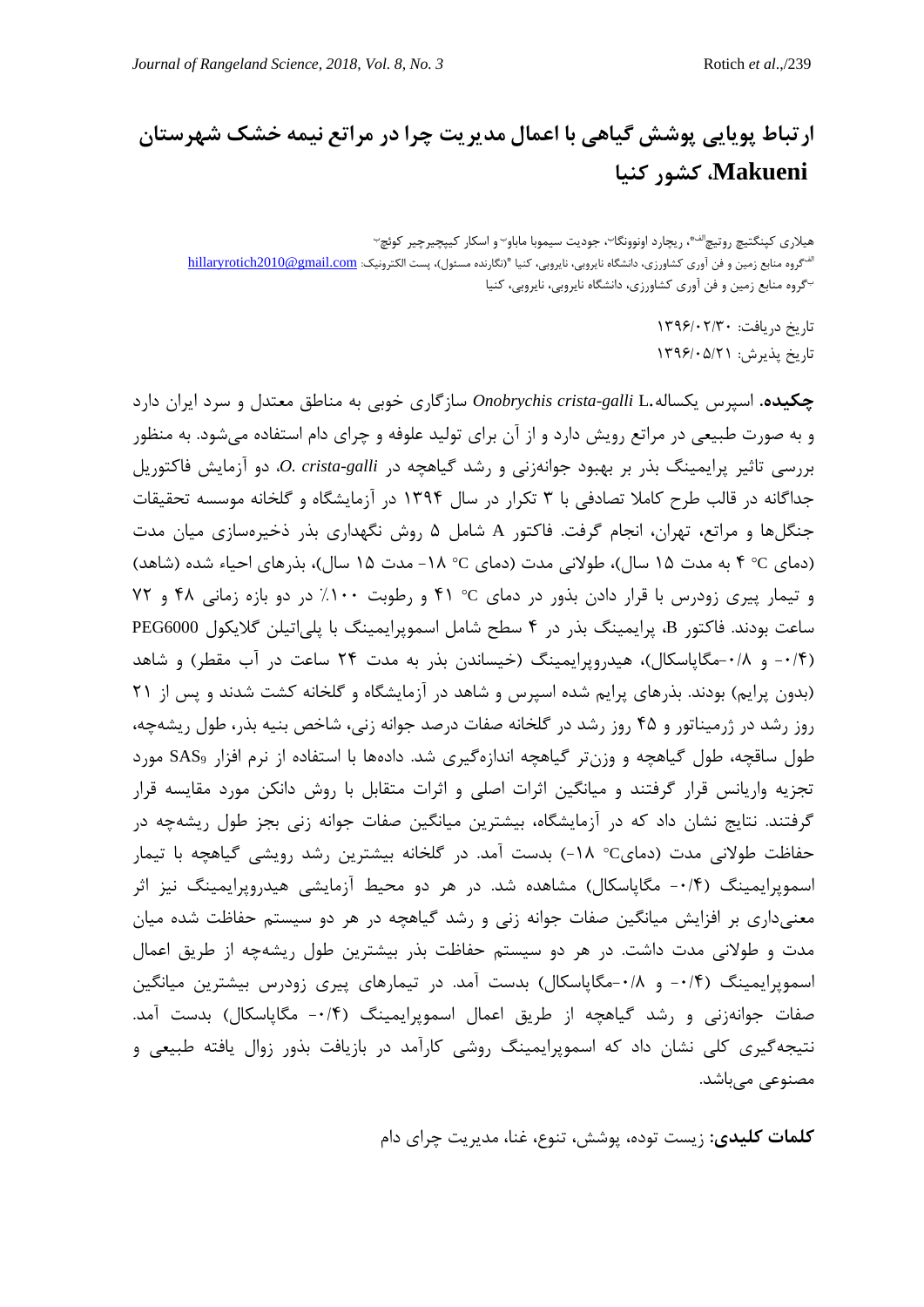# ارتباط پویایی پوشش گیاهی با اعمال مدیریت چرا در مراتع نیمه خشک شهرستان Makueni، کشور کنیا

هیلاری کیپنگتیچ روتیچ[الف*]، ریچارد اونوونگا[ب]، جودیت سیمویا ماباو[ب] و اسکار کیپچیرچیر کوئچ[ب]

[الف]گروه منابع زمین و فن آوری کشاورزی، دانشگاه نایروبی، نایروبی، کنیا *(نگارنده مسئول)، پست الکترونیک: hillaryrotich2010@gmail.com

[ب]گروه منابع زمین و فن آوری کشاورزی، دانشگاه نایروبی، نایروبی، کنیا

تاریخ دریافت: ۱۳۹۶/۰۲/۳۰

تاریخ پذیرش: ۱۳۹۶/۰۵/۲۱

**چکیده.** اسپرس یکساله *Onobrychis crista-galli* L. سازگاری خوبی به مناطق معتدل و سرد ایران دارد و به صورت طبیعی در مراتع رویش دارد و از آن برای تولید علوفه و چرای دام استفاده می‌شود. به منظور بررسی تاثیر پرایمینگ بذر بر بهبود جوانه‌زنی و رشد گیاهچه در *O. crista-galli*، دو آزمایش فاکتوریل جداگانه در قالب طرح کاملا تصادفی با ۳ تکرار در سال ۱۳۹۴ در آزمایشگاه و گلخانه موسسه تحقیقات جنگل‌ها و مراتع، تهران، انجام گرفت. فاکتور A شامل ۵ روش نگهداری بذر ذخیره‌سازی میان مدت (دمای ۴ °C به مدت ۱۵ سال)، طولانی مدت (دمای ۱۸- °C مدت ۱۵ سال)، بذرهای احیاء شده (شاهد) و تیمار پیری زودرس با قرار دادن بذور در دمای ۴۱ °C و رطوبت ۱۰۰٪ در دو بازه زمانی ۴۸ و ۷۲ ساعت بودند. فاکتور B، پرایمینگ بذر در ۴ سطح شامل اسموپرایمینگ با پلی‌اتیلن گلایکول PEG6000 (۰/۴- و ۰/۸-مگاپاسکال)، هیدروپرایمینگ (خیساندن بذر به مدت ۲۴ ساعت در آب مقطر) و شاهد (بدون پرایم) بودند. بذرهای پرایم شده اسپرس و شاهد در آزمایشگاه و گلخانه کشت شدند و پس از ۲۱ روز رشد در ژرمیناتور و ۴۵ روز رشد در گلخانه صفات درصد جوانه زنی، شاخص بنیه بذر، طول ریشه‌چه، طول ساقچه، طول گیاهچه و وزن‌تر گیاهچه اندازه‌گیری شد. داده‌ها با استفاده از نرم افزار SAS9 مورد تجزیه واریانس قرار گرفتند و میانگین اثرات اصلی و اثرات متقابل با روش دانکن مورد مقایسه قرار گرفتند. نتایج نشان داد که در آزمایشگاه، بیشترین میانگین صفات جوانه زنی بجز طول ریشه‌چه در حفاظت طولانی مدت (دمای°C ۱۸-) بدست آمد. در گلخانه بیشترین رشد رویشی گیاهچه با تیمار اسموپرایمینگ (۰/۴- مگاپاسکال) مشاهده شد. در هر دو محیط آزمایشی هیدروپرایمینگ نیز اثر معنی‌داری بر افزایش میانگین صفات جوانه زنی و رشد گیاهچه در هر دو سیستم حفاظت شده میان مدت و طولانی مدت داشت. در هر دو سیستم حفاظت بذر بیشترین طول ریشه‌چه از طریق اعمال اسموپرایمینگ (۰/۴- و ۰/۸-مگاپاسکال) بدست آمد. در تیمارهای پیری زودرس بیشترین میانگین صفات جوانه‌زنی و رشد گیاهچه از طریق اعمال اسموپرایمینگ (۰/۴- مگاپاسکال) بدست آمد. نتیجه‌گیری کلی نشان داد که اسموپرایمینگ روشی کارآمد در بازیافت بذور زوال یافته طبیعی و مصنوعی می‌باشد.

**کلمات کلیدی:** زیست توده، پوشش، تنوع، غنا، مدیریت چرای دام